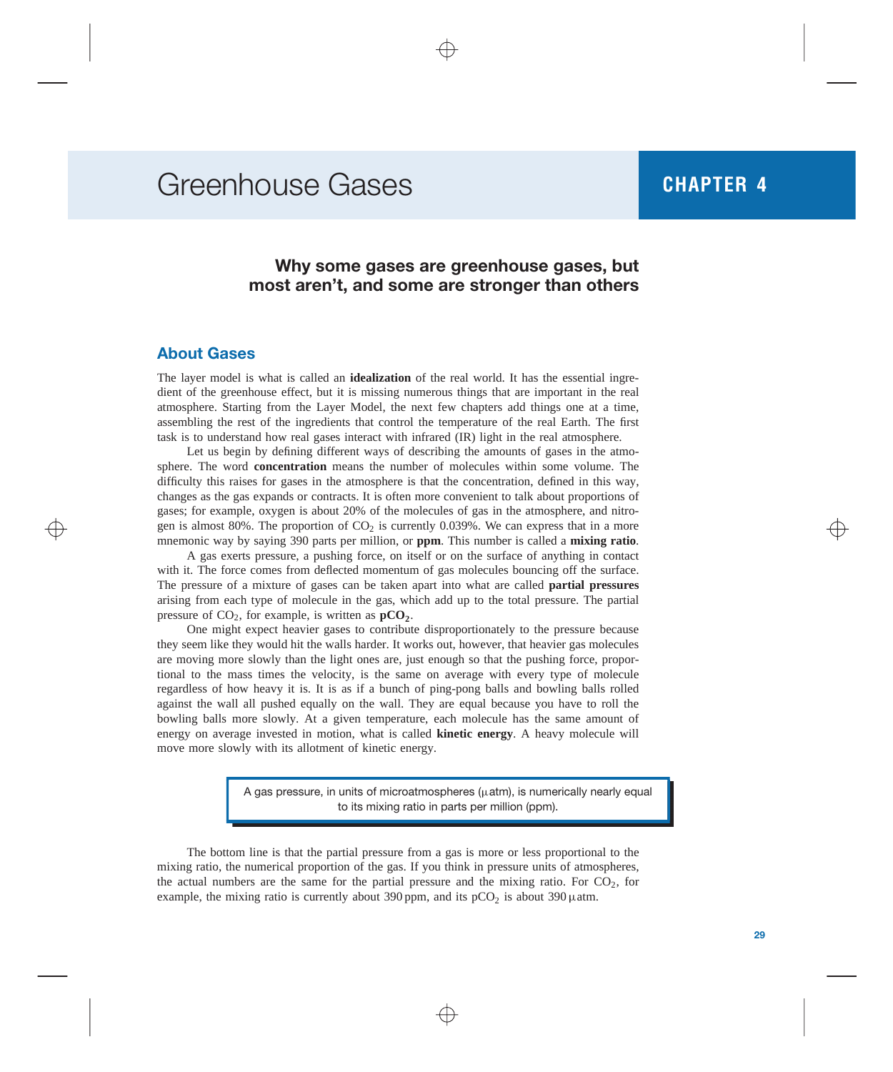# Greenhouse Gases

**CHAPTER 4**

### Why some gases are greenhouse gases, but most aren't, and some are stronger than others

## About Gases

The layer model is what is called an **idealization** of the real world. It has the essential ingredient of the greenhouse effect, but it is missing numerous things that are important in the real atmosphere. Starting from the Layer Model, the next few chapters add things one at a time, assembling the rest of the ingredients that control the temperature of the real Earth. The first task is to understand how real gases interact with infrared (IR) light in the real atmosphere.

Let us begin by defining different ways of describing the amounts of gases in the atmosphere. The word **concentration** means the number of molecules within some volume. The difficulty this raises for gases in the atmosphere is that the concentration, defined in this way, changes as the gas expands or contracts. It is often more convenient to talk about proportions of gases; for example, oxygen is about 20% of the molecules of gas in the atmosphere, and nitrogen is almost 80%. The proportion of $CO_2$ is currently 0.039%. We can express that in a more mnemonic way by saying 390 parts per million, or **ppm**. This number is called a **mixing ratio**.

A gas exerts pressure, a pushing force, on itself or on the surface of anything in contact with it. The force comes from deflected momentum of gas molecules bouncing off the surface. The pressure of a mixture of gases can be taken apart into what are called **partial pressures** arising from each type of molecule in the gas, which add up to the total pressure. The partial pressure of $CO_2$, for example, is written as $\mathbf{pCO_2}$.

One might expect heavier gases to contribute disproportionately to the pressure because they seem like they would hit the walls harder. It works out, however, that heavier gas molecules are moving more slowly than the light ones are, just enough so that the pushing force, proportional to the mass times the velocity, is the same on average with every type of molecule regardless of how heavy it is. It is as if a bunch of ping-pong balls and bowling balls rolled against the wall all pushed equally on the wall. They are equal because you have to roll the bowling balls more slowly. At a given temperature, each molecule has the same amount of energy on average invested in motion, what is called **kinetic energy**. A heavy molecule will move more slowly with its allotment of kinetic energy.

> A gas pressure, in units of microatmospheres (μatm), is numerically nearly equal to its mixing ratio in parts per million (ppm).

The bottom line is that the partial pressure from a gas is more or less proportional to the mixing ratio, the numerical proportion of the gas. If you think in pressure units of atmospheres, the actual numbers are the same for the partial pressure and the mixing ratio. For $CO_2$, for example, the mixing ratio is currently about 390 ppm, and its $pCO_2$ is about 390 μatm.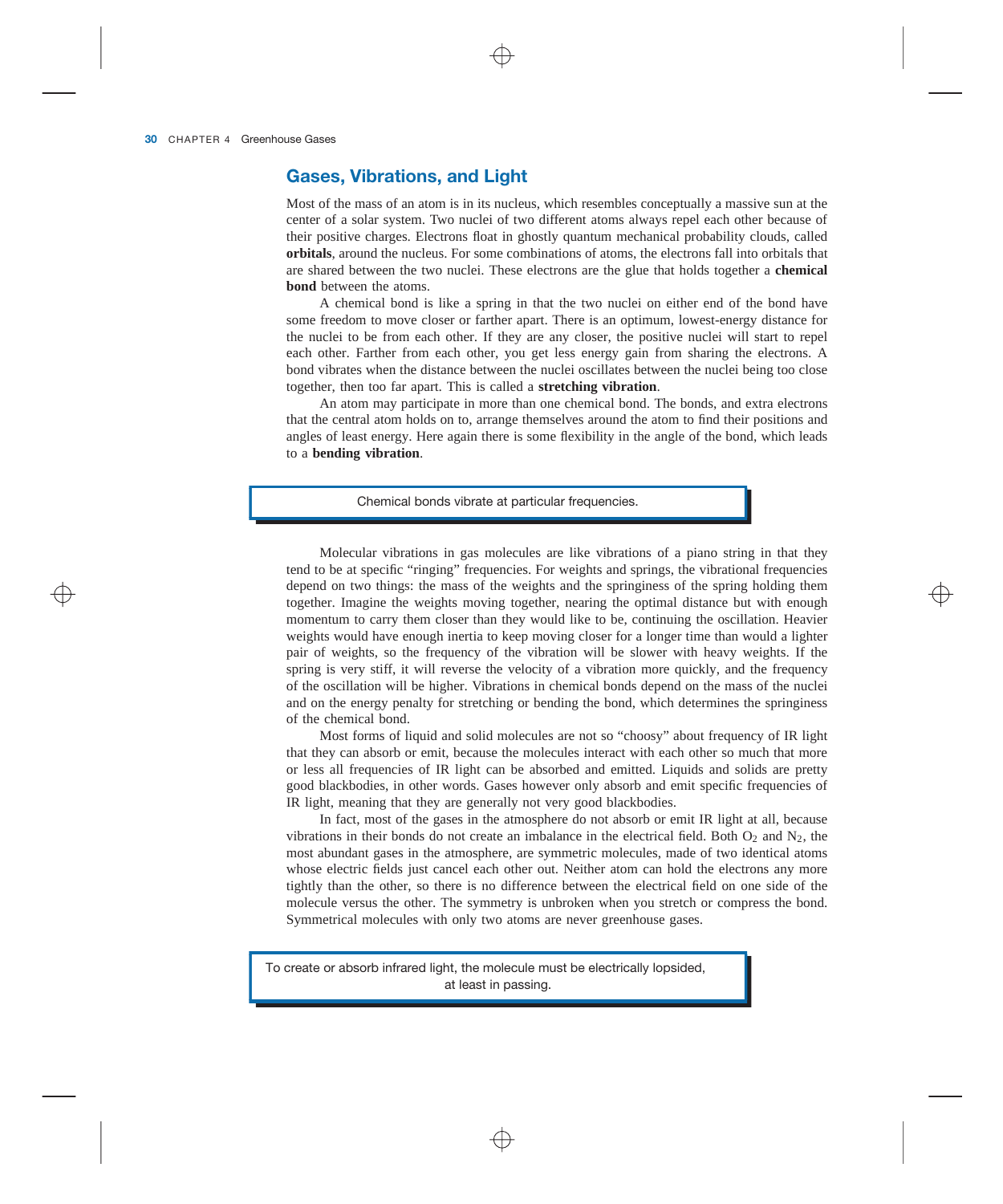## Gases, Vibrations, and Light

Most of the mass of an atom is in its nucleus, which resembles conceptually a massive sun at the center of a solar system. Two nuclei of two different atoms always repel each other because of their positive charges. Electrons float in ghostly quantum mechanical probability clouds, called **orbitals**, around the nucleus. For some combinations of atoms, the electrons fall into orbitals that are shared between the two nuclei. These electrons are the glue that holds together a **chemical bond** between the atoms.

A chemical bond is like a spring in that the two nuclei on either end of the bond have some freedom to move closer or farther apart. There is an optimum, lowest-energy distance for the nuclei to be from each other. If they are any closer, the positive nuclei will start to repel each other. Farther from each other, you get less energy gain from sharing the electrons. A bond vibrates when the distance between the nuclei oscillates between the nuclei being too close together, then too far apart. This is called a **stretching vibration**.

An atom may participate in more than one chemical bond. The bonds, and extra electrons that the central atom holds on to, arrange themselves around the atom to find their positions and angles of least energy. Here again there is some flexibility in the angle of the bond, which leads to a **bending vibration**.

> Chemical bonds vibrate at particular frequencies.

Molecular vibrations in gas molecules are like vibrations of a piano string in that they tend to be at specific "ringing" frequencies. For weights and springs, the vibrational frequencies depend on two things: the mass of the weights and the springiness of the spring holding them together. Imagine the weights moving together, nearing the optimal distance but with enough momentum to carry them closer than they would like to be, continuing the oscillation. Heavier weights would have enough inertia to keep moving closer for a longer time than would a lighter pair of weights, so the frequency of the vibration will be slower with heavy weights. If the spring is very stiff, it will reverse the velocity of a vibration more quickly, and the frequency of the oscillation will be higher. Vibrations in chemical bonds depend on the mass of the nuclei and on the energy penalty for stretching or bending the bond, which determines the springiness of the chemical bond.

Most forms of liquid and solid molecules are not so "choosy" about frequency of IR light that they can absorb or emit, because the molecules interact with each other so much that more or less all frequencies of IR light can be absorbed and emitted. Liquids and solids are pretty good blackbodies, in other words. Gases however only absorb and emit specific frequencies of IR light, meaning that they are generally not very good blackbodies.

In fact, most of the gases in the atmosphere do not absorb or emit IR light at all, because vibrations in their bonds do not create an imbalance in the electrical field. Both $O_2$ and $N_2$, the most abundant gases in the atmosphere, are symmetric molecules, made of two identical atoms whose electric fields just cancel each other out. Neither atom can hold the electrons any more tightly than the other, so there is no difference between the electrical field on one side of the molecule versus the other. The symmetry is unbroken when you stretch or compress the bond. Symmetrical molecules with only two atoms are never greenhouse gases.

> To create or absorb infrared light, the molecule must be electrically lopsided, at least in passing.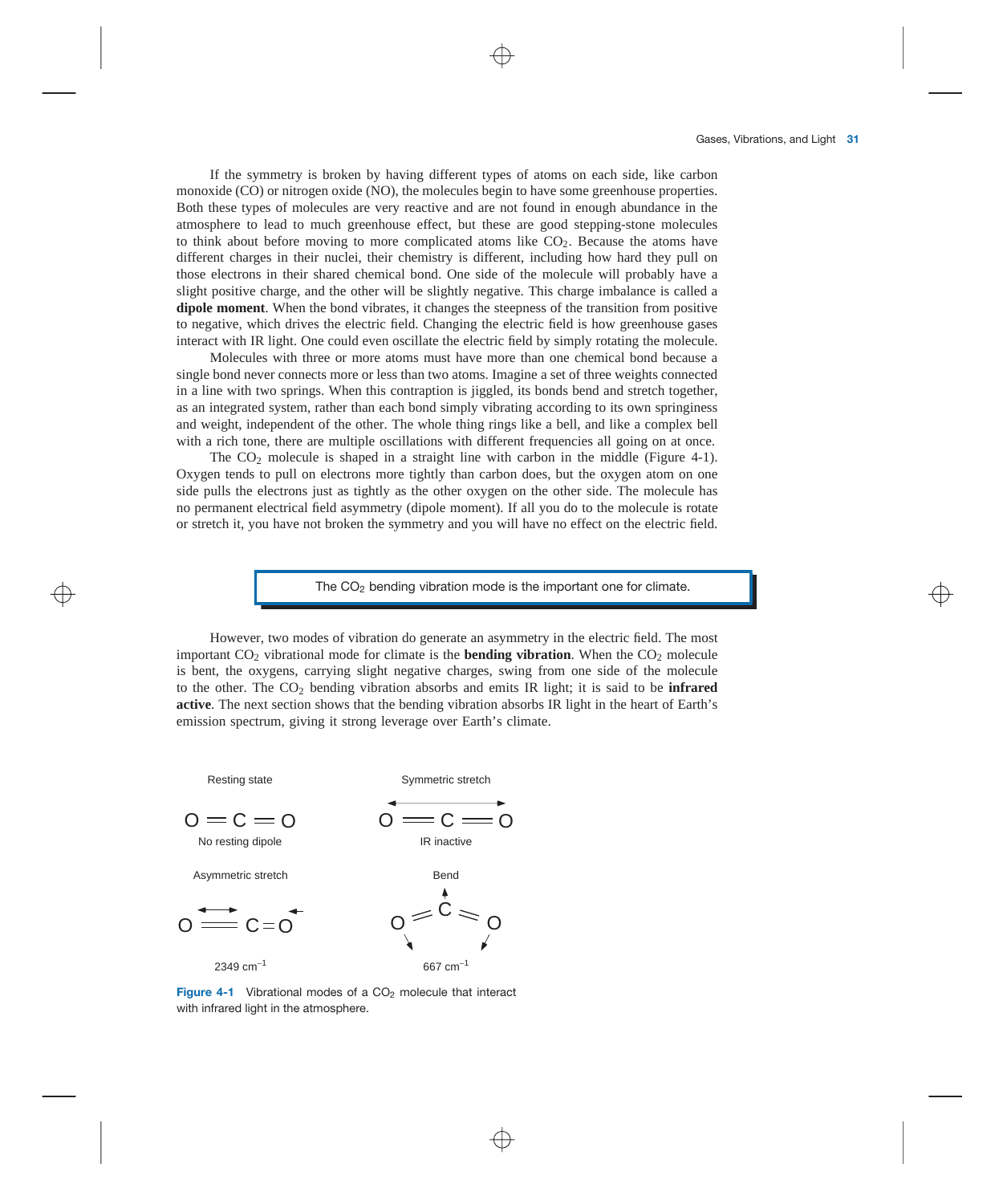If the symmetry is broken by having different types of atoms on each side, like carbon monoxide (CO) or nitrogen oxide (NO), the molecules begin to have some greenhouse properties. Both these types of molecules are very reactive and are not found in enough abundance in the atmosphere to lead to much greenhouse effect, but these are good stepping-stone molecules to think about before moving to more complicated atoms like $CO_2$. Because the atoms have different charges in their nuclei, their chemistry is different, including how hard they pull on those electrons in their shared chemical bond. One side of the molecule will probably have a slight positive charge, and the other will be slightly negative. This charge imbalance is called a **dipole moment**. When the bond vibrates, it changes the steepness of the transition from positive to negative, which drives the electric field. Changing the electric field is how greenhouse gases interact with IR light. One could even oscillate the electric field by simply rotating the molecule.

Molecules with three or more atoms must have more than one chemical bond because a single bond never connects more or less than two atoms. Imagine a set of three weights connected in a line with two springs. When this contraption is jiggled, its bonds bend and stretch together, as an integrated system, rather than each bond simply vibrating according to its own springiness and weight, independent of the other. The whole thing rings like a bell, and like a complex bell with a rich tone, there are multiple oscillations with different frequencies all going on at once.

The $CO_2$ molecule is shaped in a straight line with carbon in the middle (Figure 4-1). Oxygen tends to pull on electrons more tightly than carbon does, but the oxygen atom on one side pulls the electrons just as tightly as the other oxygen on the other side. The molecule has no permanent electrical field asymmetry (dipole moment). If all you do to the molecule is rotate or stretch it, you have not broken the symmetry and you will have no effect on the electric field.

> The $CO_2$ bending vibration mode is the important one for climate.

However, two modes of vibration do generate an asymmetry in the electric field. The most important $CO_2$ vibrational mode for climate is the **bending vibration**. When the $CO_2$ molecule is bent, the oxygens, carrying slight negative charges, swing from one side of the molecule to the other. The $CO_2$ bending vibration absorbs and emits IR light; it is said to be **infrared active**. The next section shows that the bending vibration absorbs IR light in the heart of Earth's emission spectrum, giving it strong leverage over Earth's climate.

Resting state: O = C = O — No resting dipole

Symmetric stretch: O = C = O — IR inactive

Asymmetric stretch: O = C = O — 2349 cm$^{-1}$

Bend: O = C = O — 667 cm$^{-1}$

**Figure 4-1** Vibrational modes of a $CO_2$ molecule that interact with infrared light in the atmosphere.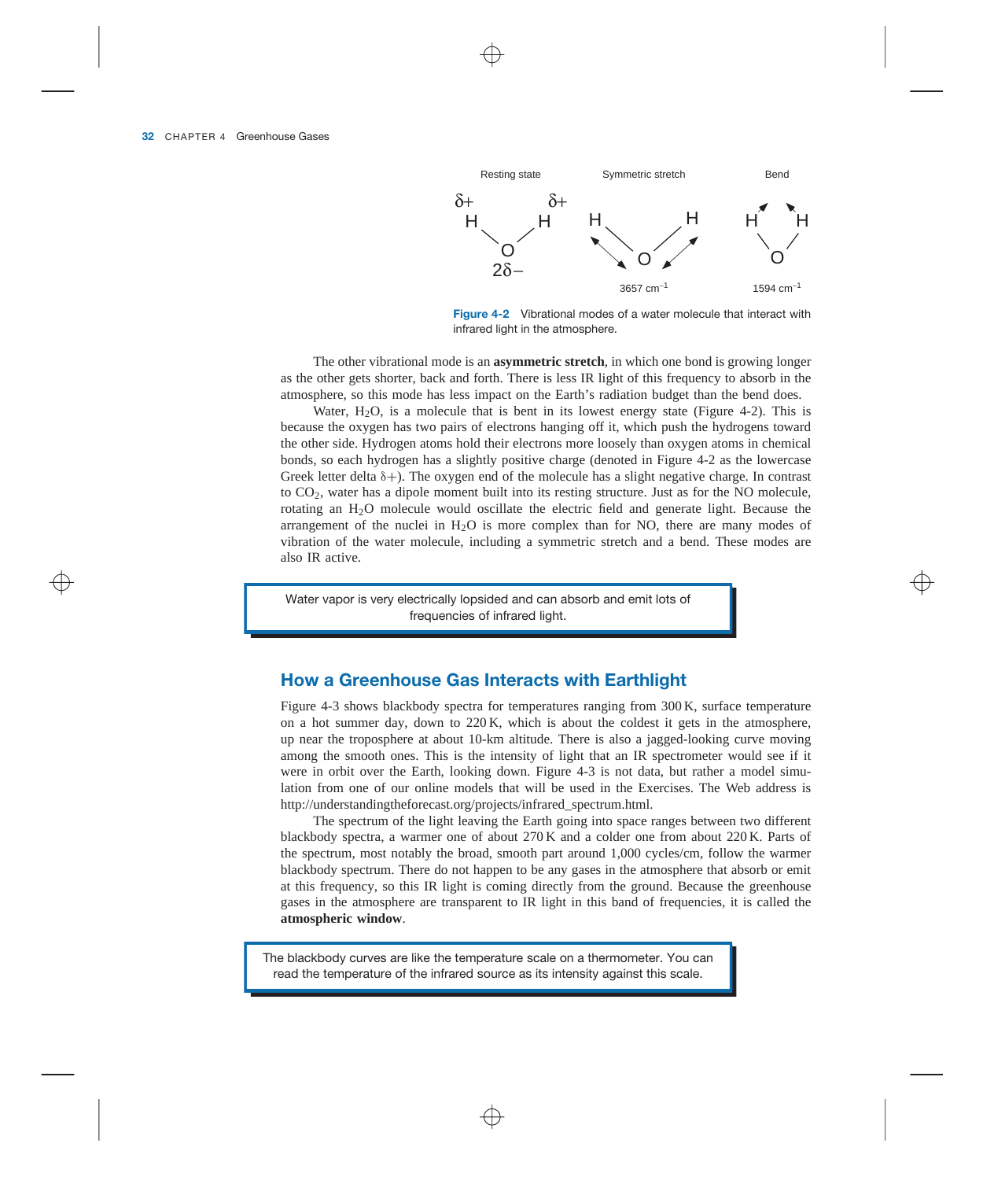Figure 4-2 Vibrational modes of a water molecule that interact with infrared light in the atmosphere.

The other vibrational mode is an **asymmetric stretch**, in which one bond is growing longer as the other gets shorter, back and forth. There is less IR light of this frequency to absorb in the atmosphere, so this mode has less impact on the Earth's radiation budget than the bend does.

Water, $H_2O$, is a molecule that is bent in its lowest energy state (Figure 4-2). This is because the oxygen has two pairs of electrons hanging off it, which push the hydrogens toward the other side. Hydrogen atoms hold their electrons more loosely than oxygen atoms in chemical bonds, so each hydrogen has a slightly positive charge (denoted in Figure 4-2 as the lowercase Greek letter delta $\delta+$). The oxygen end of the molecule has a slight negative charge. In contrast to $CO_2$, water has a dipole moment built into its resting structure. Just as for the NO molecule, rotating an $H_2O$ molecule would oscillate the electric field and generate light. Because the arrangement of the nuclei in $H_2O$ is more complex than for NO, there are many modes of vibration of the water molecule, including a symmetric stretch and a bend. These modes are also IR active.

> Water vapor is very electrically lopsided and can absorb and emit lots of frequencies of infrared light.

## How a Greenhouse Gas Interacts with Earthlight

Figure 4-3 shows blackbody spectra for temperatures ranging from 300 K, surface temperature on a hot summer day, down to 220 K, which is about the coldest it gets in the atmosphere, up near the troposphere at about 10-km altitude. There is also a jagged-looking curve moving among the smooth ones. This is the intensity of light that an IR spectrometer would see if it were in orbit over the Earth, looking down. Figure 4-3 is not data, but rather a model simulation from one of our online models that will be used in the Exercises. The Web address is http://understandingtheforecast.org/projects/infrared_spectrum.html.

The spectrum of the light leaving the Earth going into space ranges between two different blackbody spectra, a warmer one of about 270 K and a colder one from about 220 K. Parts of the spectrum, most notably the broad, smooth part around 1,000 cycles/cm, follow the warmer blackbody spectrum. There do not happen to be any gases in the atmosphere that absorb or emit at this frequency, so this IR light is coming directly from the ground. Because the greenhouse gases in the atmosphere are transparent to IR light in this band of frequencies, it is called the **atmospheric window**.

> The blackbody curves are like the temperature scale on a thermometer. You can read the temperature of the infrared source as its intensity against this scale.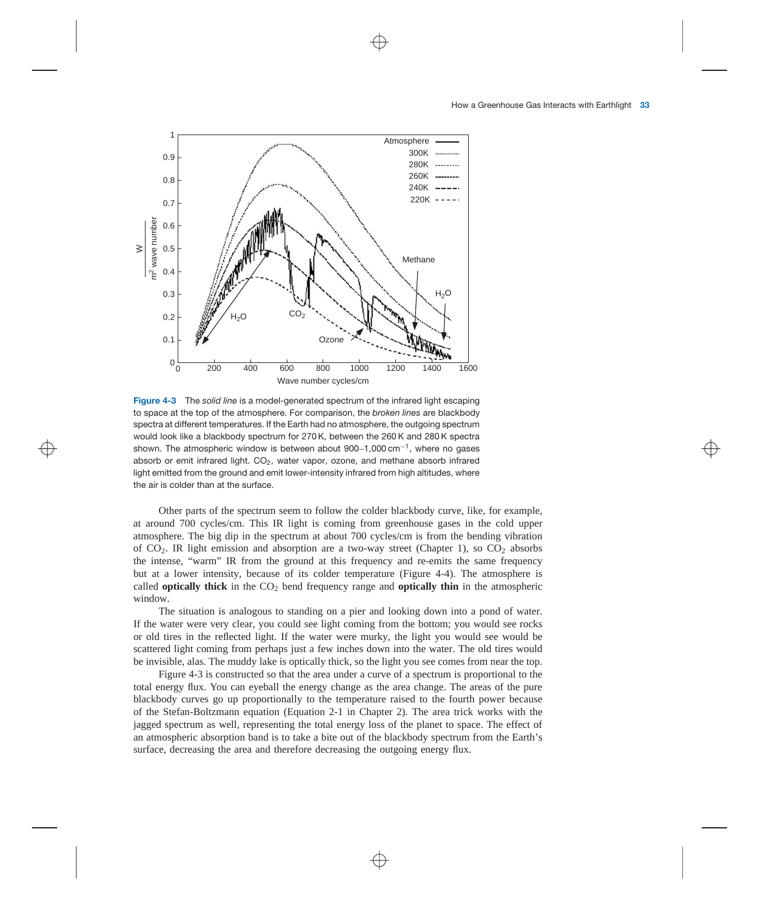**Figure 4-3** The *solid line* is a model-generated spectrum of the infrared light escaping to space at the top of the atmosphere. For comparison, the *broken lines* are blackbody spectra at different temperatures. If the Earth had no atmosphere, the outgoing spectrum would look like a blackbody spectrum for 270 K, between the 260 K and 280 K spectra shown. The atmospheric window is between about 900–1,000 $cm^{-1}$, where no gases absorb or emit infrared light. $CO_2$, water vapor, ozone, and methane absorb infrared light emitted from the ground and emit lower-intensity infrared from high altitudes, where the air is colder than at the surface.

Other parts of the spectrum seem to follow the colder blackbody curve, like, for example, at around 700 cycles/cm. This IR light is coming from greenhouse gases in the cold upper atmosphere. The big dip in the spectrum at about 700 cycles/cm is from the bending vibration of $CO_2$. IR light emission and absorption are a two-way street (Chapter 1), so $CO_2$ absorbs the intense, "warm" IR from the ground at this frequency and re-emits the same frequency but at a lower intensity, because of its colder temperature (Figure 4-4). The atmosphere is called **optically thick** in the $CO_2$ bend frequency range and **optically thin** in the atmospheric window.

The situation is analogous to standing on a pier and looking down into a pond of water. If the water were very clear, you could see light coming from the bottom; you would see rocks or old tires in the reflected light. If the water were murky, the light you would see would be scattered light coming from perhaps just a few inches down into the water. The old tires would be invisible, alas. The muddy lake is optically thick, so the light you see comes from near the top.

Figure 4-3 is constructed so that the area under a curve of a spectrum is proportional to the total energy flux. You can eyeball the energy change as the area change. The areas of the pure blackbody curves go up proportionally to the temperature raised to the fourth power because of the Stefan-Boltzmann equation (Equation 2-1 in Chapter 2). The area trick works with the jagged spectrum as well, representing the total energy loss of the planet to space. The effect of an atmospheric absorption band is to take a bite out of the blackbody spectrum from the Earth's surface, decreasing the area and therefore decreasing the outgoing energy flux.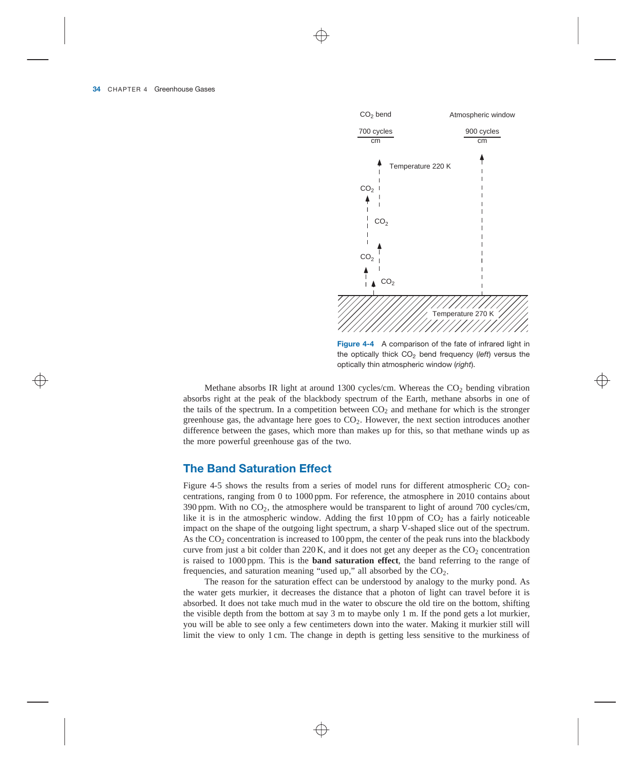Figure 4-4 A comparison of the fate of infrared light in the optically thick $CO_2$ bend frequency (*left*) versus the optically thin atmospheric window (*right*).

Methane absorbs IR light at around 1300 cycles/cm. Whereas the $CO_2$ bending vibration absorbs right at the peak of the blackbody spectrum of the Earth, methane absorbs in one of the tails of the spectrum. In a competition between $CO_2$ and methane for which is the stronger greenhouse gas, the advantage here goes to $CO_2$. However, the next section introduces another difference between the gases, which more than makes up for this, so that methane winds up as the more powerful greenhouse gas of the two.

## The Band Saturation Effect

Figure 4-5 shows the results from a series of model runs for different atmospheric $CO_2$ concentrations, ranging from 0 to 1000 ppm. For reference, the atmosphere in 2010 contains about 390 ppm. With no $CO_2$, the atmosphere would be transparent to light of around 700 cycles/cm, like it is in the atmospheric window. Adding the first 10 ppm of $CO_2$ has a fairly noticeable impact on the shape of the outgoing light spectrum, a sharp V-shaped slice out of the spectrum. As the $CO_2$ concentration is increased to 100 ppm, the center of the peak runs into the blackbody curve from just a bit colder than 220 K, and it does not get any deeper as the $CO_2$ concentration is raised to 1000 ppm. This is the **band saturation effect**, the band referring to the range of frequencies, and saturation meaning "used up," all absorbed by the $CO_2$.

The reason for the saturation effect can be understood by analogy to the murky pond. As the water gets murkier, it decreases the distance that a photon of light can travel before it is absorbed. It does not take much mud in the water to obscure the old tire on the bottom, shifting the visible depth from the bottom at say 3 m to maybe only 1 m. If the pond gets a lot murkier, you will be able to see only a few centimeters down into the water. Making it murkier still will limit the view to only 1 cm. The change in depth is getting less sensitive to the murkiness of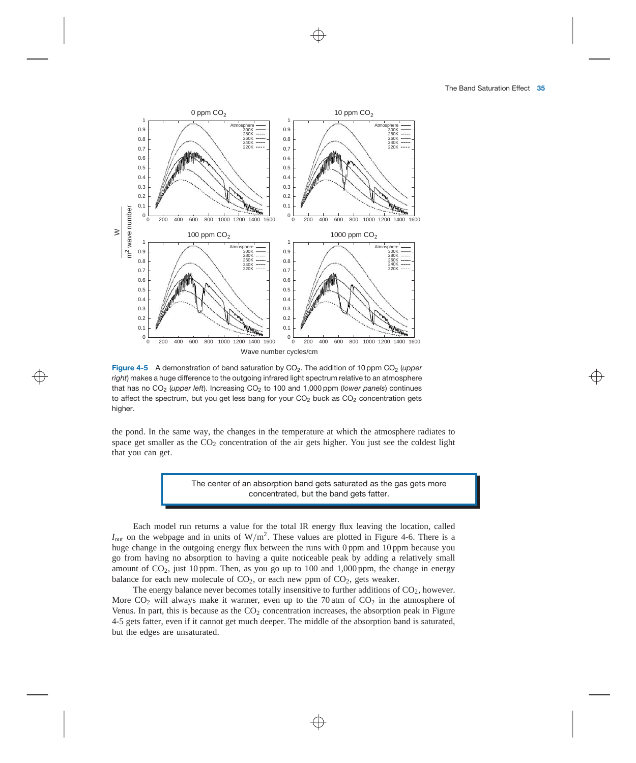**Figure 4-5** A demonstration of band saturation by $CO_2$. The addition of 10 ppm $CO_2$ (*upper right*) makes a huge difference to the outgoing infrared light spectrum relative to an atmosphere that has no $CO_2$ (*upper left*). Increasing $CO_2$ to 100 and 1,000 ppm (*lower panels*) continues to affect the spectrum, but you get less bang for your $CO_2$ buck as $CO_2$ concentration gets higher.

the pond. In the same way, the changes in the temperature at which the atmosphere radiates to space get smaller as the $CO_2$ concentration of the air gets higher. You just see the coldest light that you can get.

> The center of an absorption band gets saturated as the gas gets more concentrated, but the band gets fatter.

Each model run returns a value for the total IR energy flux leaving the location, called $I_{out}$ on the webpage and in units of $W/m^2$. These values are plotted in Figure 4-6. There is a huge change in the outgoing energy flux between the runs with 0 ppm and 10 ppm because you go from having no absorption to having a quite noticeable peak by adding a relatively small amount of $CO_2$, just 10 ppm. Then, as you go up to 100 and 1,000 ppm, the change in energy balance for each new molecule of $CO_2$, or each new ppm of $CO_2$, gets weaker.

The energy balance never becomes totally insensitive to further additions of $CO_2$, however. More $CO_2$ will always make it warmer, even up to the 70 atm of $CO_2$ in the atmosphere of Venus. In part, this is because as the $CO_2$ concentration increases, the absorption peak in Figure 4-5 gets fatter, even if it cannot get much deeper. The middle of the absorption band is saturated, but the edges are unsaturated.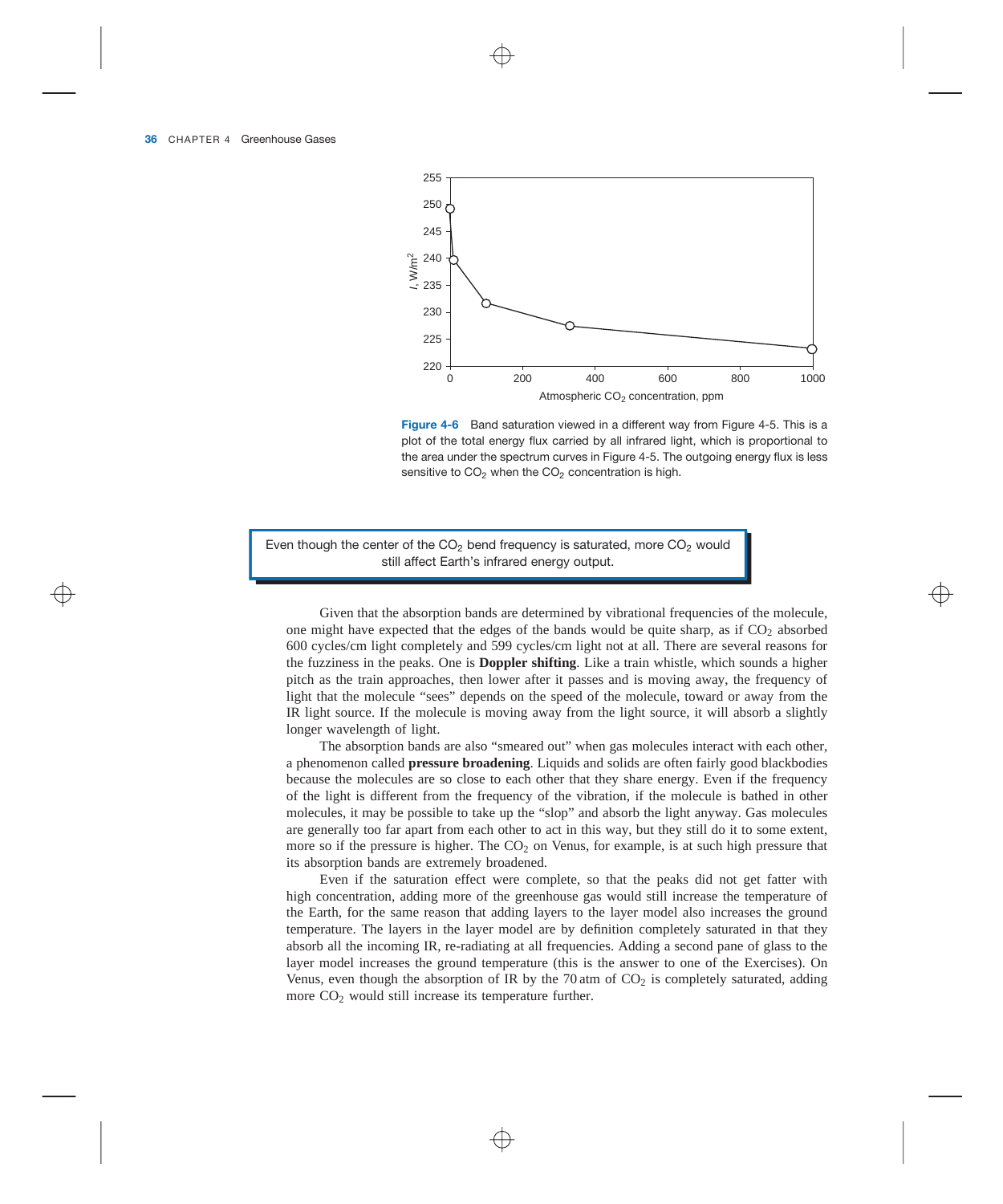**Figure 4-6** Band saturation viewed in a different way from Figure 4-5. This is a plot of the total energy flux carried by all infrared light, which is proportional to the area under the spectrum curves in Figure 4-5. The outgoing energy flux is less sensitive to $CO_2$ when the $CO_2$ concentration is high.

> Even though the center of the $CO_2$ bend frequency is saturated, more $CO_2$ would still affect Earth's infrared energy output.

Given that the absorption bands are determined by vibrational frequencies of the molecule, one might have expected that the edges of the bands would be quite sharp, as if $CO_2$ absorbed 600 cycles/cm light completely and 599 cycles/cm light not at all. There are several reasons for the fuzziness in the peaks. One is **Doppler shifting**. Like a train whistle, which sounds a higher pitch as the train approaches, then lower after it passes and is moving away, the frequency of light that the molecule "sees" depends on the speed of the molecule, toward or away from the IR light source. If the molecule is moving away from the light source, it will absorb a slightly longer wavelength of light.

The absorption bands are also "smeared out" when gas molecules interact with each other, a phenomenon called **pressure broadening**. Liquids and solids are often fairly good blackbodies because the molecules are so close to each other that they share energy. Even if the frequency of the light is different from the frequency of the vibration, if the molecule is bathed in other molecules, it may be possible to take up the "slop" and absorb the light anyway. Gas molecules are generally too far apart from each other to act in this way, but they still do it to some extent, more so if the pressure is higher. The $CO_2$ on Venus, for example, is at such high pressure that its absorption bands are extremely broadened.

Even if the saturation effect were complete, so that the peaks did not get fatter with high concentration, adding more of the greenhouse gas would still increase the temperature of the Earth, for the same reason that adding layers to the layer model also increases the ground temperature. The layers in the layer model are by definition completely saturated in that they absorb all the incoming IR, re-radiating at all frequencies. Adding a second pane of glass to the layer model increases the ground temperature (this is the answer to one of the Exercises). On Venus, even though the absorption of IR by the 70 atm of $CO_2$ is completely saturated, adding more $CO_2$ would still increase its temperature further.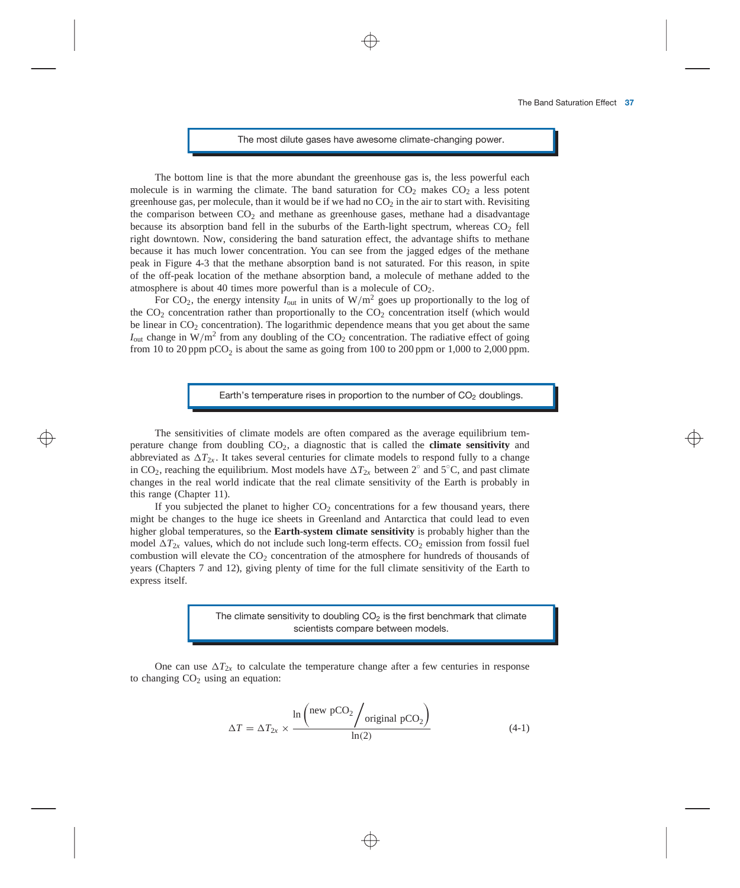> The most dilute gases have awesome climate-changing power.

The bottom line is that the more abundant the greenhouse gas is, the less powerful each molecule is in warming the climate. The band saturation for $CO_2$ makes $CO_2$ a less potent greenhouse gas, per molecule, than it would be if we had no $CO_2$ in the air to start with. Revisiting the comparison between $CO_2$ and methane as greenhouse gases, methane had a disadvantage because its absorption band fell in the suburbs of the Earth-light spectrum, whereas $CO_2$ fell right downtown. Now, considering the band saturation effect, the advantage shifts to methane because it has much lower concentration. You can see from the jagged edges of the methane peak in Figure 4-3 that the methane absorption band is not saturated. For this reason, in spite of the off-peak location of the methane absorption band, a molecule of methane added to the atmosphere is about 40 times more powerful than is a molecule of $CO_2$.

For $CO_2$, the energy intensity $I_{out}$ in units of $W/m^2$ goes up proportionally to the log of the $CO_2$ concentration rather than proportionally to the $CO_2$ concentration itself (which would be linear in $CO_2$ concentration). The logarithmic dependence means that you get about the same $I_{out}$ change in $W/m^2$ from any doubling of the $CO_2$ concentration. The radiative effect of going from 10 to 20 ppm $pCO_2$ is about the same as going from 100 to 200 ppm or 1,000 to 2,000 ppm.

> Earth's temperature rises in proportion to the number of $CO_2$ doublings.

The sensitivities of climate models are often compared as the average equilibrium temperature change from doubling $CO_2$, a diagnostic that is called the **climate sensitivity** and abbreviated as $\Delta T_{2x}$. It takes several centuries for climate models to respond fully to a change in $CO_2$, reaching the equilibrium. Most models have $\Delta T_{2x}$ between 2° and 5°C, and past climate changes in the real world indicate that the real climate sensitivity of the Earth is probably in this range (Chapter 11).

If you subjected the planet to higher $CO_2$ concentrations for a few thousand years, there might be changes to the huge ice sheets in Greenland and Antarctica that could lead to even higher global temperatures, so the **Earth-system climate sensitivity** is probably higher than the model $\Delta T_{2x}$ values, which do not include such long-term effects. $CO_2$ emission from fossil fuel combustion will elevate the $CO_2$ concentration of the atmosphere for hundreds of thousands of years (Chapters 7 and 12), giving plenty of time for the full climate sensitivity of the Earth to express itself.

> The climate sensitivity to doubling $CO_2$ is the first benchmark that climate scientists compare between models.

One can use $\Delta T_{2x}$ to calculate the temperature change after a few centuries in response to changing $CO_2$ using an equation:

$$\Delta T = \Delta T_{2x} \times \frac{\ln\left(\text{new } pCO_2 \big/ \text{original } pCO_2\right)}{\ln(2)} \tag{4-1}$$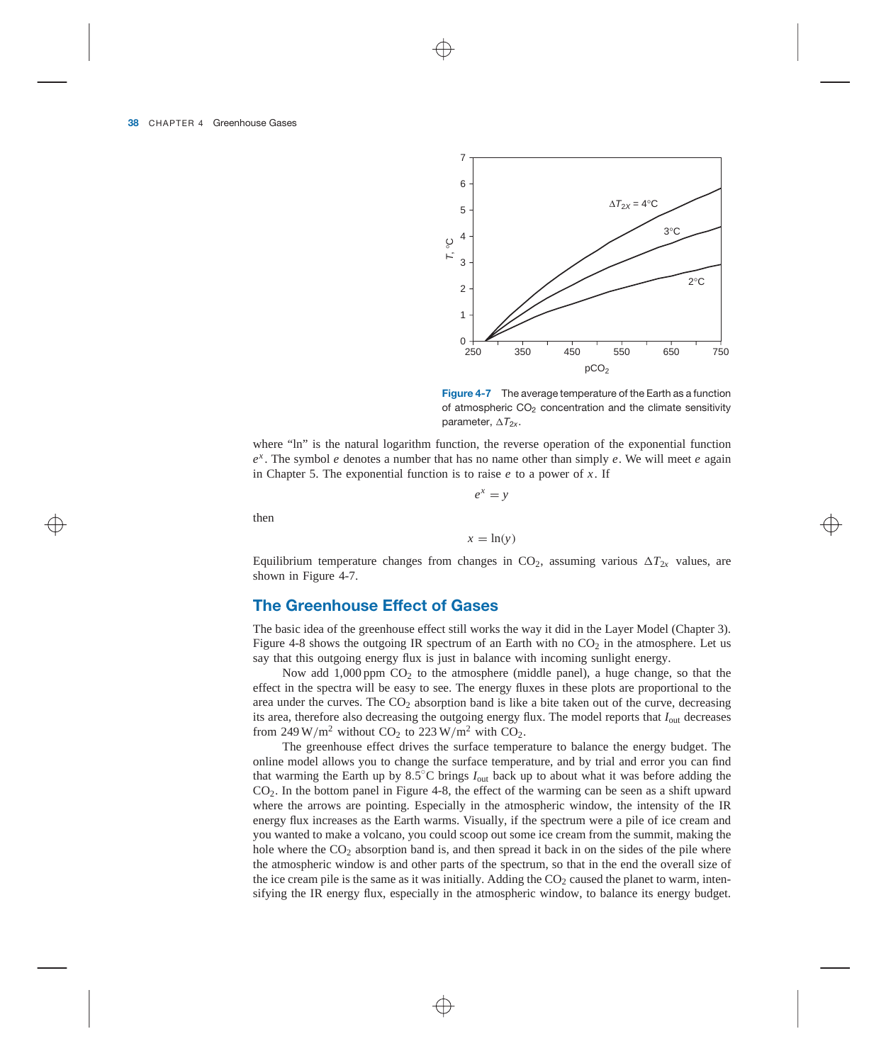Figure 4-7 The average temperature of the Earth as a function of atmospheric $CO_2$ concentration and the climate sensitivity parameter, $\Delta T_{2x}$.

where "ln" is the natural logarithm function, the reverse operation of the exponential function $e^x$. The symbol $e$ denotes a number that has no name other than simply $e$. We will meet $e$ again in Chapter 5. The exponential function is to raise $e$ to a power of $x$. If

$$e^x = y$$

then

$$x = \ln(y)$$

Equilibrium temperature changes from changes in $CO_2$, assuming various $\Delta T_{2x}$ values, are shown in Figure 4-7.

## The Greenhouse Effect of Gases

The basic idea of the greenhouse effect still works the way it did in the Layer Model (Chapter 3). Figure 4-8 shows the outgoing IR spectrum of an Earth with no $CO_2$ in the atmosphere. Let us say that this outgoing energy flux is just in balance with incoming sunlight energy.

Now add 1,000 ppm $CO_2$ to the atmosphere (middle panel), a huge change, so that the effect in the spectra will be easy to see. The energy fluxes in these plots are proportional to the area under the curves. The $CO_2$ absorption band is like a bite taken out of the curve, decreasing its area, therefore also decreasing the outgoing energy flux. The model reports that $I_{out}$ decreases from 249 $W/m^2$ without $CO_2$ to 223 $W/m^2$ with $CO_2$.

The greenhouse effect drives the surface temperature to balance the energy budget. The online model allows you to change the surface temperature, and by trial and error you can find that warming the Earth up by 8.5°C brings $I_{out}$ back up to about what it was before adding the $CO_2$. In the bottom panel in Figure 4-8, the effect of the warming can be seen as a shift upward where the arrows are pointing. Especially in the atmospheric window, the intensity of the IR energy flux increases as the Earth warms. Visually, if the spectrum were a pile of ice cream and you wanted to make a volcano, you could scoop out some ice cream from the summit, making the hole where the $CO_2$ absorption band is, and then spread it back in on the sides of the pile where the atmospheric window is and other parts of the spectrum, so that in the end the overall size of the ice cream pile is the same as it was initially. Adding the $CO_2$ caused the planet to warm, intensifying the IR energy flux, especially in the atmospheric window, to balance its energy budget.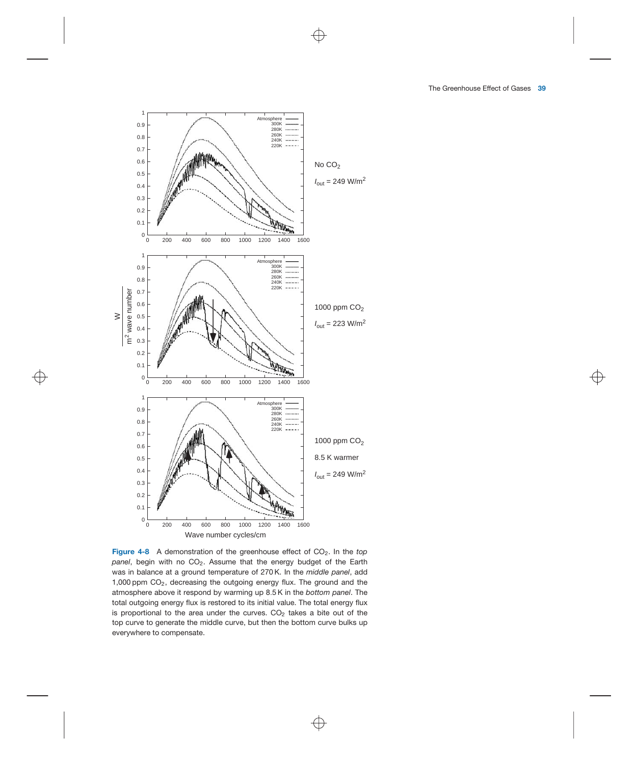No $CO_2$

$I_{out} = 249$ W/m$^2$

1000 ppm $CO_2$

$I_{out} = 223$ W/m$^2$

1000 ppm $CO_2$

8.5 K warmer

$I_{out} = 249$ W/m$^2$

**Figure 4-8** A demonstration of the greenhouse effect of $CO_2$. In the *top panel*, begin with no $CO_2$. Assume that the energy budget of the Earth was in balance at a ground temperature of 270 K. In the *middle panel*, add 1,000 ppm $CO_2$, decreasing the outgoing energy flux. The ground and the atmosphere above it respond by warming up 8.5 K in the *bottom panel*. The total outgoing energy flux is restored to its initial value. The total energy flux is proportional to the area under the curves. $CO_2$ takes a bite out of the top curve to generate the middle curve, but then the bottom curve bulks up everywhere to compensate.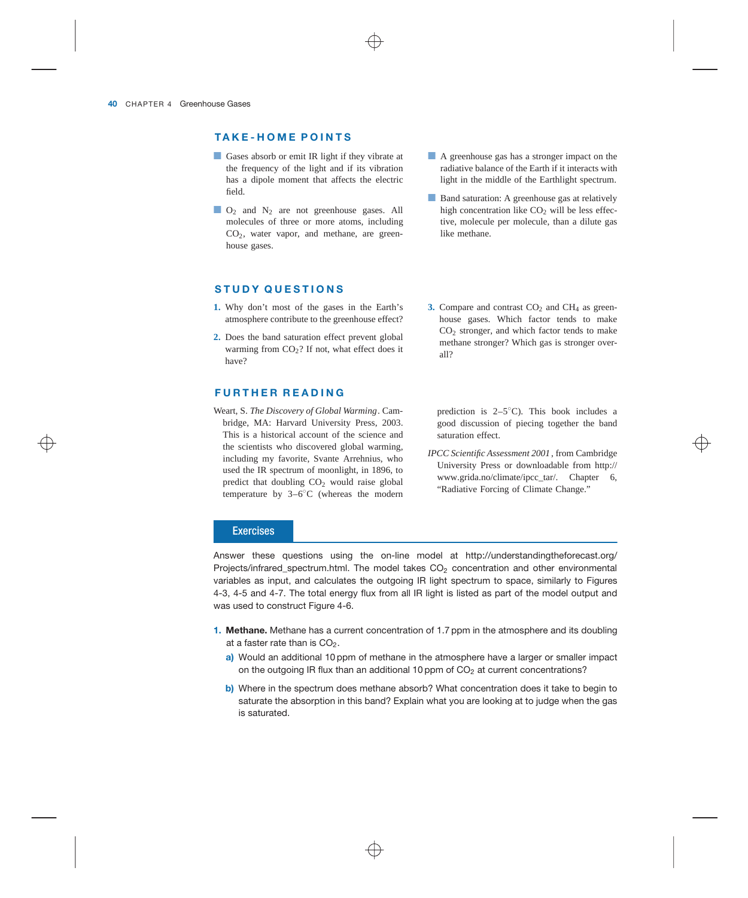## TAKE-HOME POINTS

- Gases absorb or emit IR light if they vibrate at the frequency of the light and if its vibration has a dipole moment that affects the electric field.
- $O_2$ and $N_2$ are not greenhouse gases. All molecules of three or more atoms, including $CO_2$, water vapor, and methane, are greenhouse gases.
- A greenhouse gas has a stronger impact on the radiative balance of the Earth if it interacts with light in the middle of the Earthlight spectrum.
- Band saturation: A greenhouse gas at relatively high concentration like $CO_2$ will be less effective, molecule per molecule, than a dilute gas like methane.

## STUDY QUESTIONS

1. Why don't most of the gases in the Earth's atmosphere contribute to the greenhouse effect?
2. Does the band saturation effect prevent global warming from $CO_2$? If not, what effect does it have?
3. Compare and contrast $CO_2$ and $CH_4$ as greenhouse gases. Which factor tends to make $CO_2$ stronger, and which factor tends to make methane stronger? Which gas is stronger overall?

## FURTHER READING

Weart, S. *The Discovery of Global Warming*. Cambridge, MA: Harvard University Press, 2003. This is a historical account of the science and the scientists who discovered global warming, including my favorite, Svante Arrhenius, who used the IR spectrum of moonlight, in 1896, to predict that doubling $CO_2$ would raise global temperature by 3–6°C (whereas the modern prediction is 2–5°C). This book includes a good discussion of piecing together the band saturation effect.

*IPCC Scientific Assessment 2001*, from Cambridge University Press or downloadable from http://www.grida.no/climate/ipcc_tar/. Chapter 6, "Radiative Forcing of Climate Change."

## Exercises

Answer these questions using the on-line model at http://understandingtheforecast.org/Projects/infrared_spectrum.html. The model takes $CO_2$ concentration and other environmental variables as input, and calculates the outgoing IR light spectrum to space, similarly to Figures 4-3, 4-5 and 4-7. The total energy flux from all IR light is listed as part of the model output and was used to construct Figure 4-6.

1. **Methane.** Methane has a current concentration of 1.7 ppm in the atmosphere and its doubling at a faster rate than is $CO_2$.
   a) Would an additional 10 ppm of methane in the atmosphere have a larger or smaller impact on the outgoing IR flux than an additional 10 ppm of $CO_2$ at current concentrations?
   b) Where in the spectrum does methane absorb? What concentration does it take to begin to saturate the absorption in this band? Explain what you are looking at to judge when the gas is saturated.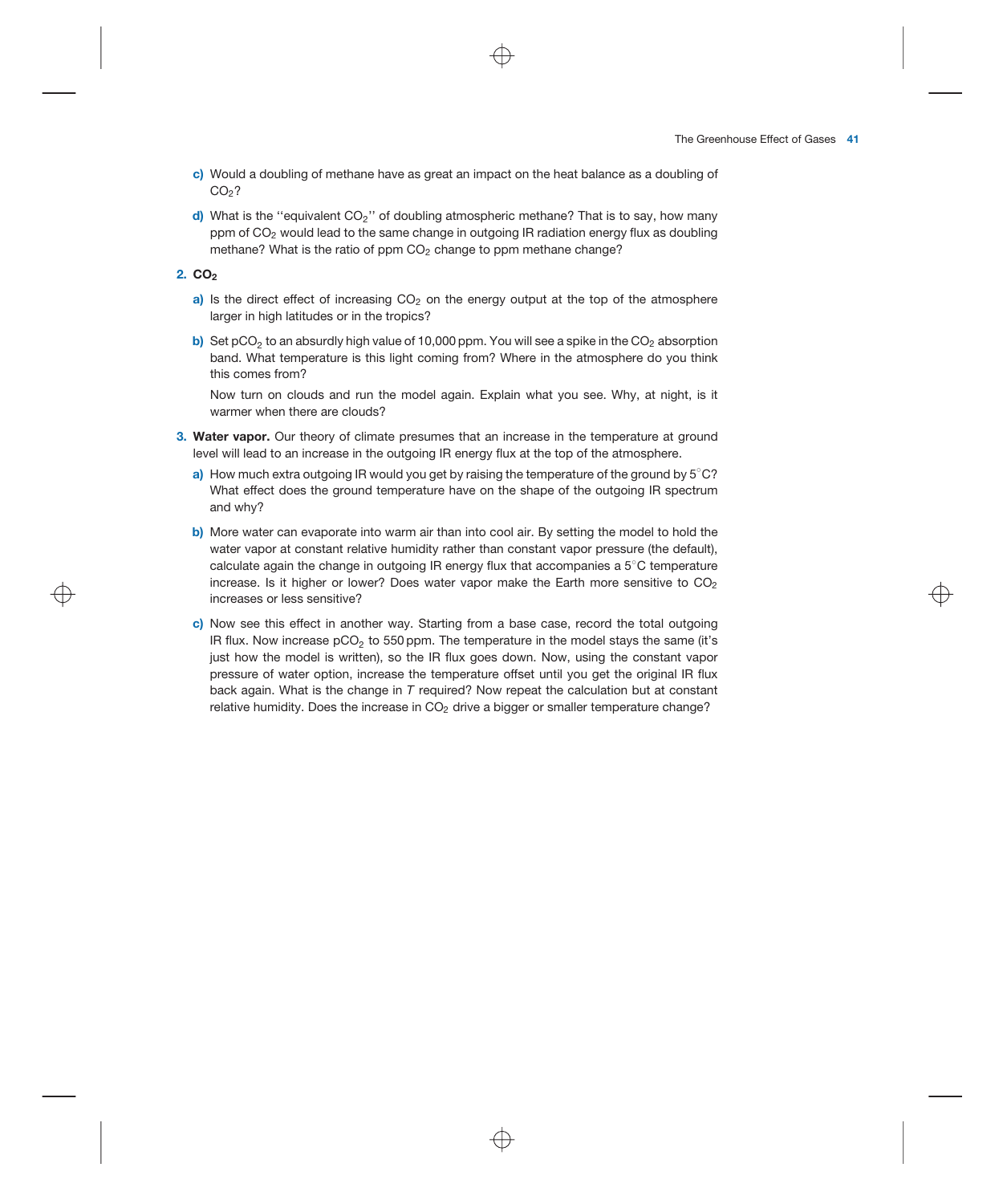c) Would a doubling of methane have as great an impact on the heat balance as a doubling of $CO_2$?

d) What is the ''equivalent $CO_2$'' of doubling atmospheric methane? That is to say, how many ppm of $CO_2$ would lead to the same change in outgoing IR radiation energy flux as doubling methane? What is the ratio of ppm $CO_2$ change to ppm methane change?

**2. $CO_2$**

a) Is the direct effect of increasing $CO_2$ on the energy output at the top of the atmosphere larger in high latitudes or in the tropics?

b) Set $pCO_2$ to an absurdly high value of 10,000 ppm. You will see a spike in the $CO_2$ absorption band. What temperature is this light coming from? Where in the atmosphere do you think this comes from?

Now turn on clouds and run the model again. Explain what you see. Why, at night, is it warmer when there are clouds?

**3. Water vapor.** Our theory of climate presumes that an increase in the temperature at ground level will lead to an increase in the outgoing IR energy flux at the top of the atmosphere.

a) How much extra outgoing IR would you get by raising the temperature of the ground by 5°C? What effect does the ground temperature have on the shape of the outgoing IR spectrum and why?

b) More water can evaporate into warm air than into cool air. By setting the model to hold the water vapor at constant relative humidity rather than constant vapor pressure (the default), calculate again the change in outgoing IR energy flux that accompanies a 5°C temperature increase. Is it higher or lower? Does water vapor make the Earth more sensitive to $CO_2$ increases or less sensitive?

c) Now see this effect in another way. Starting from a base case, record the total outgoing IR flux. Now increase $pCO_2$ to 550 ppm. The temperature in the model stays the same (it's just how the model is written), so the IR flux goes down. Now, using the constant vapor pressure of water option, increase the temperature offset until you get the original IR flux back again. What is the change in $T$ required? Now repeat the calculation but at constant relative humidity. Does the increase in $CO_2$ drive a bigger or smaller temperature change?